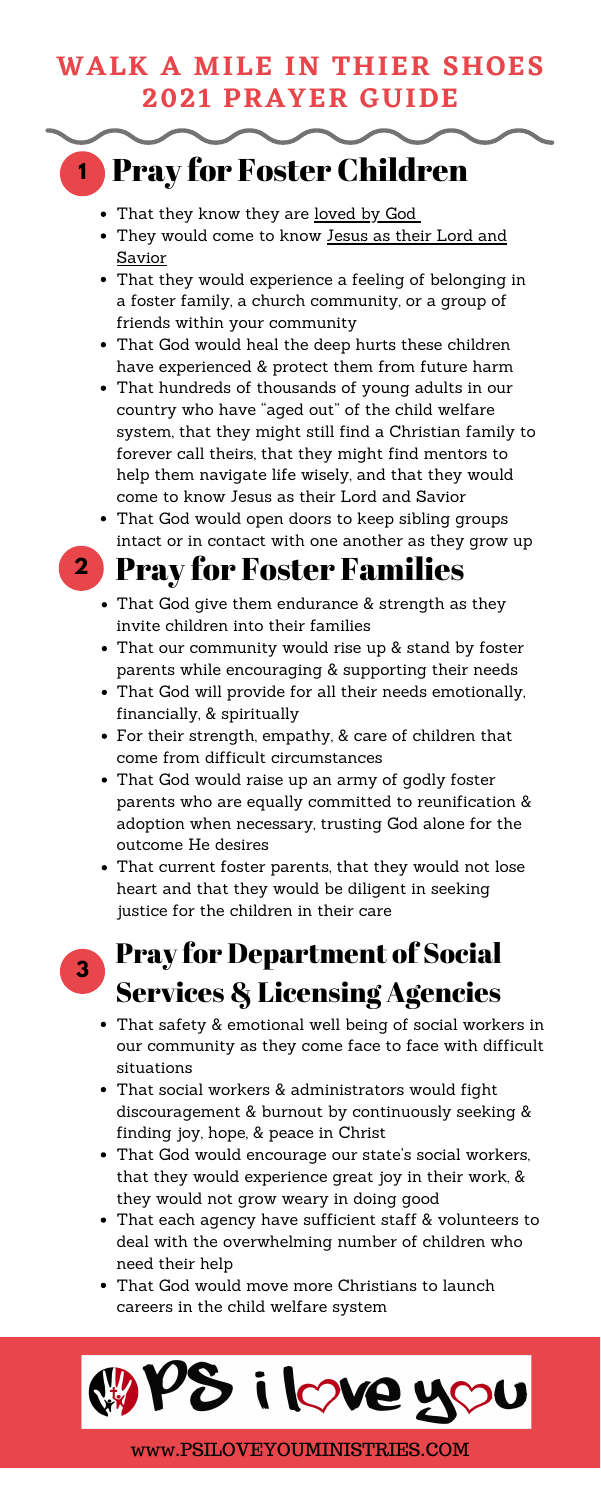# WALK A MILE IN THIER SHOES 2021 PRAYER GUIDE

## 1 Pray for Foster Children

- That they know they are loved by God
- They would come to know Jesus as their Lord and Savior
- That they would experience a feeling of belonging in a foster family, a church community, or a group of friends within your community
- That God would heal the deep hurts these children have experienced & protect them from future harm
- That hundreds of thousands of young adults in our country who have "aged out" of the child welfare system, that they might still find a Christian family to forever call theirs, that they might find mentors to help them navigate life wisely, and that they would come to know Jesus as their Lord and Savior
- That God would open doors to keep sibling groups intact or in contact with one another as they grow up

## 2 Pray for Foster Families

- That God give them endurance & strength as they invite children into their families
- That our community would rise up & stand by foster parents while encouraging & supporting their needs
- That God will provide for all their needs emotionally, financially, & spiritually
- For their strength, empathy, & care of children that come from difficult circumstances
- That God would raise up an army of godly foster parents who are equally committed to reunification & adoption when necessary, trusting God alone for the outcome He desires
- That current foster parents, that they would not lose heart and that they would be diligent in seeking justice for the children in their care

## 3 Pray for Department of Social Services & Licensing Agencies

- That safety & emotional well being of social workers in our community as they come face to face with difficult situations
- That social workers & administrators would fight discouragement & burnout by continuously seeking & finding joy, hope, & peace in Christ
- That God would encourage our state's social workers, that they would experience great joy in their work, & they would not grow weary in doing good
- That each agency have sufficient staff & volunteers to deal with the overwhelming number of children who need their help
- That God would move more Christians to launch careers in the child welfare system

PS i love you

WWW.PSILOVEYOUMINISTRIES.COM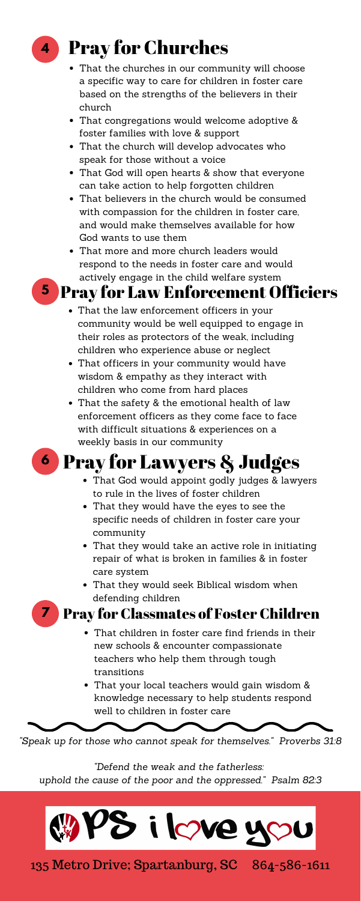## 4 Pray for Churches

- That the churches in our community will choose a specific way to care for children in foster care based on the strengths of the believers in their church
- That congregations would welcome adoptive & foster families with love & support
- That the church will develop advocates who speak for those without a voice
- That God will open hearts & show that everyone can take action to help forgotten children
- That believers in the church would be consumed with compassion for the children in foster care, and would make themselves available for how God wants to use them
- That more and more church leaders would respond to the needs in foster care and would actively engage in the child welfare system

## 5 Pray for Law Enforcement Officiers

- That the law enforcement officers in your community would be well equipped to engage in their roles as protectors of the weak, including children who experience abuse or neglect
- That officers in your community would have wisdom & empathy as they interact with children who come from hard places
- That the safety & the emotional health of law enforcement officers as they come face to face with difficult situations & experiences on a weekly basis in our community

## 6 Pray for Lawyers & Judges

- That God would appoint godly judges & lawyers to rule in the lives of foster children
- That they would have the eyes to see the specific needs of children in foster care your community
- That they would take an active role in initiating repair of what is broken in families & in foster care system
- That they would seek Biblical wisdom when defending children

## 7 Pray for Classmates of Foster Children

- That children in foster care find friends in their new schools & encounter compassionate teachers who help them through tough transitions
- That your local teachers would gain wisdom & knowledge necessary to help students respond well to children in foster care

*"Speak up for those who cannot speak for themselves." Proverbs 31:8*

*"Defend the weak and the fatherless: uphold the cause of the poor and the oppressed." Psalm 82:3*

PS i love you

135 Metro Drive; Spartanburg, SC 864-586-1611